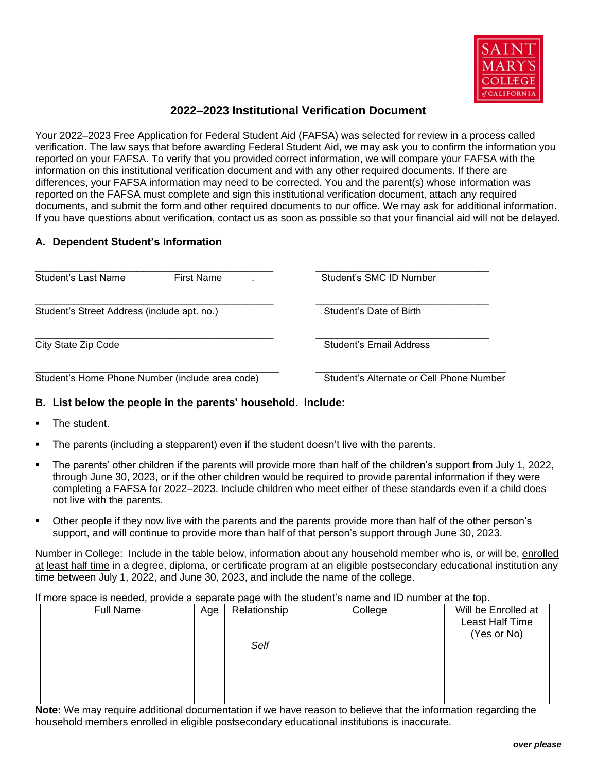SAINT MARY'S COLLEGE of CALIFORNIA

# 2022–2023 Institutional Verification Document

Your 2022–2023 Free Application for Federal Student Aid (FAFSA) was selected for review in a process called verification. The law says that before awarding Federal Student Aid, we may ask you to confirm the information you reported on your FAFSA. To verify that you provided correct information, we will compare your FAFSA with the information on this institutional verification document and with any other required documents. If there are differences, your FAFSA information may need to be corrected. You and the parent(s) whose information was reported on the FAFSA must complete and sign this institutional verification document, attach any required documents, and submit the form and other required documents to our office. We may ask for additional information. If you have questions about verification, contact us as soon as possible so that your financial aid will not be delayed.

## A. Dependent Student's Information

\_\_\_\_\_\_\_\_\_\_\_\_\_\_\_\_\_\_\_\_\_\_\_\_\_\_\_\_\_\_\_\_\_\_\_\_\_\_\_\_
Student's Last Name First Name .

\_\_\_\_\_\_\_\_\_\_\_\_\_\_\_\_\_\_\_\_\_\_\_\_\_\_\_\_\_\_\_\_\_\_\_\_\_\_\_\_
Student's SMC ID Number

\_\_\_\_\_\_\_\_\_\_\_\_\_\_\_\_\_\_\_\_\_\_\_\_\_\_\_\_\_\_\_\_\_\_\_\_\_\_\_\_
Student's Street Address (include apt. no.)

\_\_\_\_\_\_\_\_\_\_\_\_\_\_\_\_\_\_\_\_\_\_\_\_\_\_\_\_\_\_\_\_\_\_\_\_\_\_\_\_
Student's Date of Birth

\_\_\_\_\_\_\_\_\_\_\_\_\_\_\_\_\_\_\_\_\_\_\_\_\_\_\_\_\_\_\_\_\_\_\_\_\_\_\_\_
City State Zip Code

\_\_\_\_\_\_\_\_\_\_\_\_\_\_\_\_\_\_\_\_\_\_\_\_\_\_\_\_\_\_\_\_\_\_\_\_\_\_\_\_
Student's Email Address

\_\_\_\_\_\_\_\_\_\_\_\_\_\_\_\_\_\_\_\_\_\_\_\_\_\_\_\_\_\_\_\_\_\_\_\_\_\_\_\_
Student's Home Phone Number (include area code)

\_\_\_\_\_\_\_\_\_\_\_\_\_\_\_\_\_\_\_\_\_\_\_\_\_\_\_\_\_\_\_\_\_\_\_\_\_\_\_\_
Student's Alternate or Cell Phone Number

## B. List below the people in the parents' household. Include:

- The student.
- The parents (including a stepparent) even if the student doesn't live with the parents.
- The parents' other children if the parents will provide more than half of the children's support from July 1, 2022, through June 30, 2023, or if the other children would be required to provide parental information if they were completing a FAFSA for 2022–2023. Include children who meet either of these standards even if a child does not live with the parents.
- Other people if they now live with the parents and the parents provide more than half of the other person's support, and will continue to provide more than half of that person's support through June 30, 2023.

Number in College: Include in the table below, information about any household member who is, or will be, enrolled at least half time in a degree, diploma, or certificate program at an eligible postsecondary educational institution any time between July 1, 2022, and June 30, 2023, and include the name of the college.

If more space is needed, provide a separate page with the student's name and ID number at the top.

| Full Name | Age | Relationship | College | Will be Enrolled at Least Half Time (Yes or No) |
|---|---|---|---|---|
| | | *Self* | | |
| | | | | |
| | | | | |
| | | | | |
| | | | | |

**Note:** We may require additional documentation if we have reason to believe that the information regarding the household members enrolled in eligible postsecondary educational institutions is inaccurate.

***over please***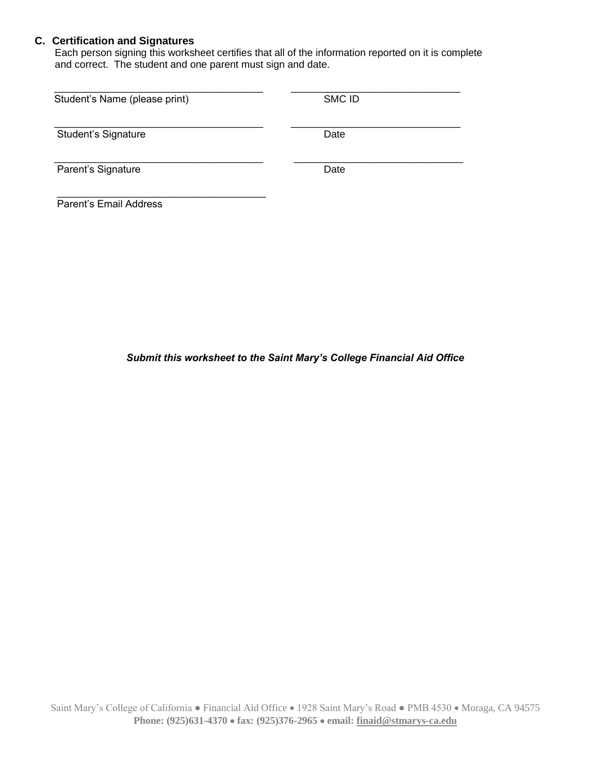### C. Certification and Signatures

Each person signing this worksheet certifies that all of the information reported on it is complete and correct. The student and one parent must sign and date.

| | |
|---|---|
| ______________________________________ | ______________________________ |
| Student's Name (please print) | SMC ID |
| ______________________________________ | ______________________________ |
| Student's Signature | Date |
| ______________________________________ | ______________________________ |
| Parent's Signature | Date |
| ______________________________________ | |
| Parent's Email Address | |

***Submit this worksheet to the Saint Mary's College Financial Aid Office***

Saint Mary's College of California ● Financial Aid Office • 1928 Saint Mary's Road ● PMB 4530 • Moraga, CA 94575
**Phone: (925)631-4370 • fax: (925)376-2965 • email: finaid@stmarys-ca.edu**